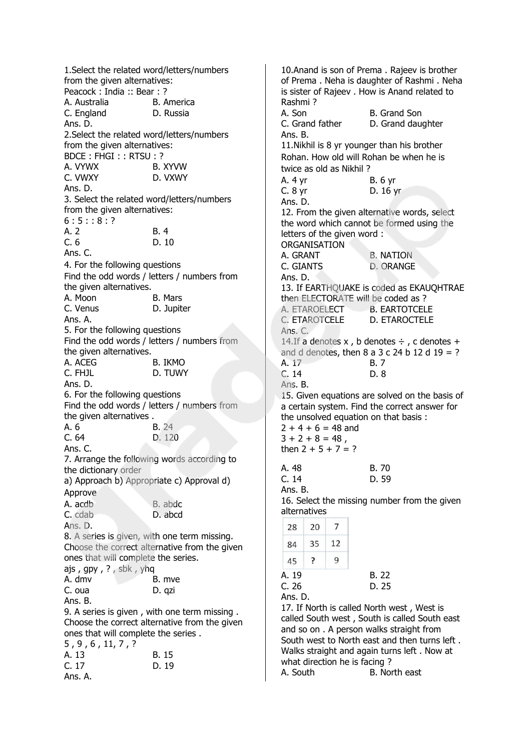1.Select the related word/letters/numbers from the given alternatives:
Peacock : India :: Bear : ?

A. Australia B. America
C. England D. Russia

Ans. D.

2.Select the related word/letters/numbers from the given alternatives:
BDCE : FHGI : : RTSU : ?

A. VYWX B. XYVW
C. VWXY D. VXWY

Ans. D.

3. Select the related word/letters/numbers from the given alternatives:
6 : 5 : : 8 : ?

A. 2 B. 4
C. 6 D. 10

Ans. C.

4. For the following questions
Find the odd words / letters / numbers from the given alternatives.

A. Moon B. Mars
C. Venus D. Jupiter

Ans. A.

5. For the following questions
Find the odd words / letters / numbers from the given alternatives.

A. ACEG B. IKMO
C. FHJL D. TUWY

Ans. D.

6. For the following questions
Find the odd words / letters / numbers from the given alternatives .

A. 6 B. 24
C. 64 D. 120

Ans. C.

7. Arrange the following words according to the dictionary order
a) Approach b) Appropriate c) Approval d) Approve

A. acdb B. abdc
C. cdab D. abcd

Ans. D.

8. A series is given, with one term missing. Choose the correct alternative from the given ones that will complete the series.
ajs , gpy , ? , sbk , yhq

A. dmv B. mve
C. oua D. qzi

Ans. B.

9. A series is given , with one term missing . Choose the correct alternative from the given ones that will complete the series .
5 , 9 , 6 , 11, 7 , ?

A. 13 B. 15
C. 17 D. 19

Ans. A.

10.Anand is son of Prema . Rajeev is brother of Prema . Neha is daughter of Rashmi . Neha is sister of Rajeev . How is Anand related to Rashmi ?

A. Son B. Grand Son
C. Grand father D. Grand daughter

Ans. B.

11.Nikhil is 8 yr younger than his brother Rohan. How old will Rohan be when he is twice as old as Nikhil ?

A. 4 yr B. 6 yr
C. 8 yr D. 16 yr

Ans. D.

12. From the given alternative words, select the word which cannot be formed using the letters of the given word :
ORGANISATION

A. GRANT B. NATION
C. GIANTS D. ORANGE

Ans. D.

13. If EARTHQUAKE is coded as EKAUQHTRAE then ELECTORATE will be coded as ?

A. ETAROELECT B. EARTOTCELE
C. ETAROTCELE D. ETAROCTELE

Ans. C.

14.If a denotes x , b denotes ÷ , c denotes + and d denotes, then 8 a 3 c 24 b 12 d 19 = ?

A. 17 B. 7
C. 14 D. 8

Ans. B.

15. Given equations are solved on the basis of a certain system. Find the correct answer for the unsolved equation on that basis :
2 + 4 + 6 = 48 and
3 + 2 + 8 = 48 ,
then 2 + 5 + 7 = ?

A. 48 B. 70
C. 14 D. 59

Ans. B.

16. Select the missing number from the given alternatives

| 28 | 20 | 7 |
|---|---|---|
| 84 | 35 | 12 |
| 45 | ? | 9 |

A. 19 B. 22
C. 26 D. 25

Ans. D.

17. If North is called North west , West is called South west , South is called South east and so on . A person walks straight from South west to North east and then turns left . Walks straight and again turns left . Now at what direction he is facing ?

A. South B. North east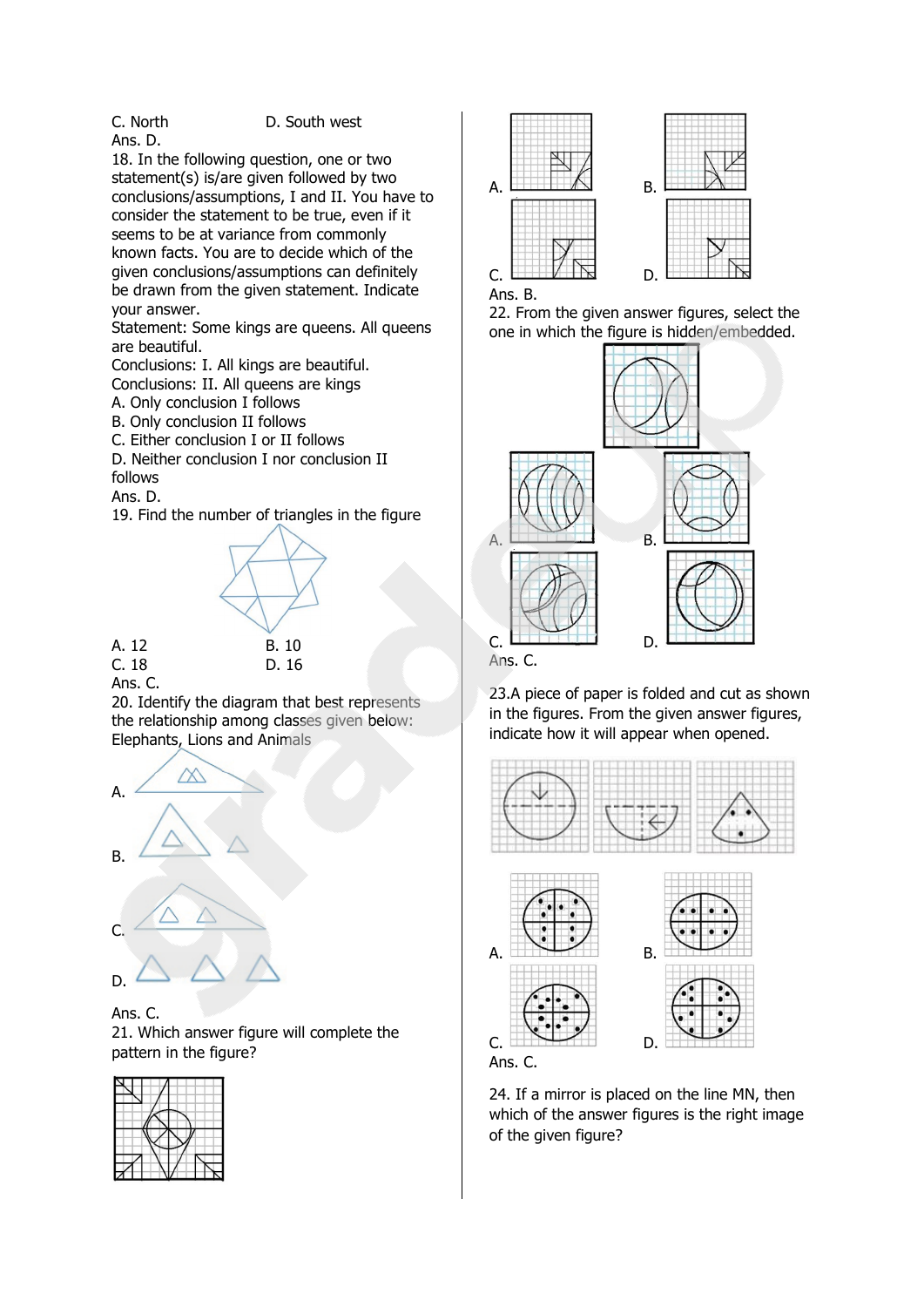C. North D. South west

Ans. D.

18. In the following question, one or two statement(s) is/are given followed by two conclusions/assumptions, I and II. You have to consider the statement to be true, even if it seems to be at variance from commonly known facts. You are to decide which of the given conclusions/assumptions can definitely be drawn from the given statement. Indicate your answer.

Statement: Some kings are queens. All queens are beautiful.

Conclusions: I. All kings are beautiful.

Conclusions: II. All queens are kings

A. Only conclusion I follows

B. Only conclusion II follows

C. Either conclusion I or II follows

D. Neither conclusion I nor conclusion II follows

Ans. D.

19. Find the number of triangles in the figure

A. 12 B. 10

C. 18 D. 16

Ans. C.

20. Identify the diagram that best represents the relationship among classes given below: Elephants, Lions and Animals

A.

B.

C.

D.

Ans. C.

21. Which answer figure will complete the pattern in the figure?

A. B.

C. D.

Ans. B.

22. From the given answer figures, select the one in which the figure is hidden/embedded.

A. B.

C. D.

Ans. C.

23. A piece of paper is folded and cut as shown in the figures. From the given answer figures, indicate how it will appear when opened.

A. B.

C. D.

Ans. C.

24. If a mirror is placed on the line MN, then which of the answer figures is the right image of the given figure?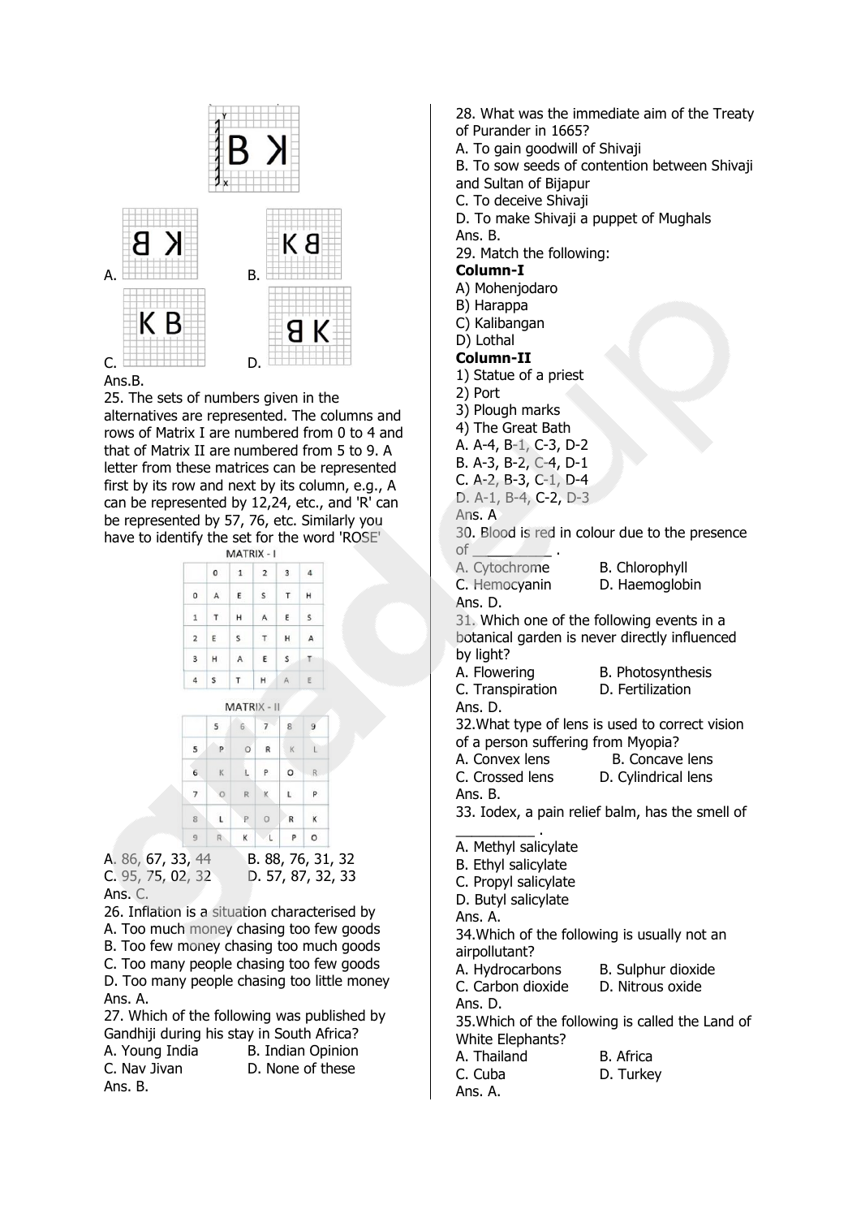A.

B.

C.

D.

Ans.B.

25. The sets of numbers given in the alternatives are represented. The columns and rows of Matrix I are numbered from 0 to 4 and that of Matrix II are numbered from 5 to 9. A letter from these matrices can be represented first by its row and next by its column, e.g., A can be represented by 12,24, etc., and 'R' can be represented by 57, 76, etc. Similarly you have to identify the set for the word 'ROSE'

MATRIX - I

| | 0 | 1 | 2 | 3 | 4 |
|---|---|---|---|---|---|
| 0 | A | E | S | T | H |
| 1 | T | H | A | E | S |
| 2 | E | S | T | H | A |
| 3 | H | A | E | S | T |
| 4 | S | T | H | A | E |

MATRIX - II

| | 5 | 6 | 7 | 8 | 9 |
|---|---|---|---|---|---|
| 5 | P | O | R | K | L |
| 6 | K | L | P | O | R |
| 7 | O | R | K | L | P |
| 8 | L | P | O | R | K |
| 9 | R | K | L | P | O |

A. 86, 67, 33, 44  B. 88, 76, 31, 32
C. 95, 75, 02, 32  D. 57, 87, 32, 33
Ans. C.

26. Inflation is a situation characterised by
A. Too much money chasing too few goods
B. Too few money chasing too much goods
C. Too many people chasing too few goods
D. Too many people chasing too little money
Ans. A.

27. Which of the following was published by Gandhiji during his stay in South Africa?
A. Young India  B. Indian Opinion
C. Nav Jivan  D. None of these
Ans. B.

28. What was the immediate aim of the Treaty of Purander in 1665?
A. To gain goodwill of Shivaji
B. To sow seeds of contention between Shivaji and Sultan of Bijapur
C. To deceive Shivaji
D. To make Shivaji a puppet of Mughals
Ans. B.

29. Match the following:

**Column-I**
A) Mohenjodaro
B) Harappa
C) Kalibangan
D) Lothal

**Column-II**
1) Statue of a priest
2) Port
3) Plough marks
4) The Great Bath

A. A-4, B-1, C-3, D-2
B. A-3, B-2, C-4, D-1
C. A-2, B-3, C-1, D-4
D. A-1, B-4, C-2, D-3
Ans. A

30. Blood is red in colour due to the presence of __________ .
A. Cytochrome  B. Chlorophyll
C. Hemocyanin  D. Haemoglobin
Ans. D.

31. Which one of the following events in a botanical garden is never directly influenced by light?
A. Flowering  B. Photosynthesis
C. Transpiration  D. Fertilization
Ans. D.

32.What type of lens is used to correct vision of a person suffering from Myopia?
A. Convex lens  B. Concave lens
C. Crossed lens  D. Cylindrical lens
Ans. B.

33. Iodex, a pain relief balm, has the smell of __________ .
A. Methyl salicylate
B. Ethyl salicylate
C. Propyl salicylate
D. Butyl salicylate
Ans. A.

34.Which of the following is usually not an airpollutant?
A. Hydrocarbons  B. Sulphur dioxide
C. Carbon dioxide  D. Nitrous oxide
Ans. D.

35.Which of the following is called the Land of White Elephants?
A. Thailand  B. Africa
C. Cuba  D. Turkey
Ans. A.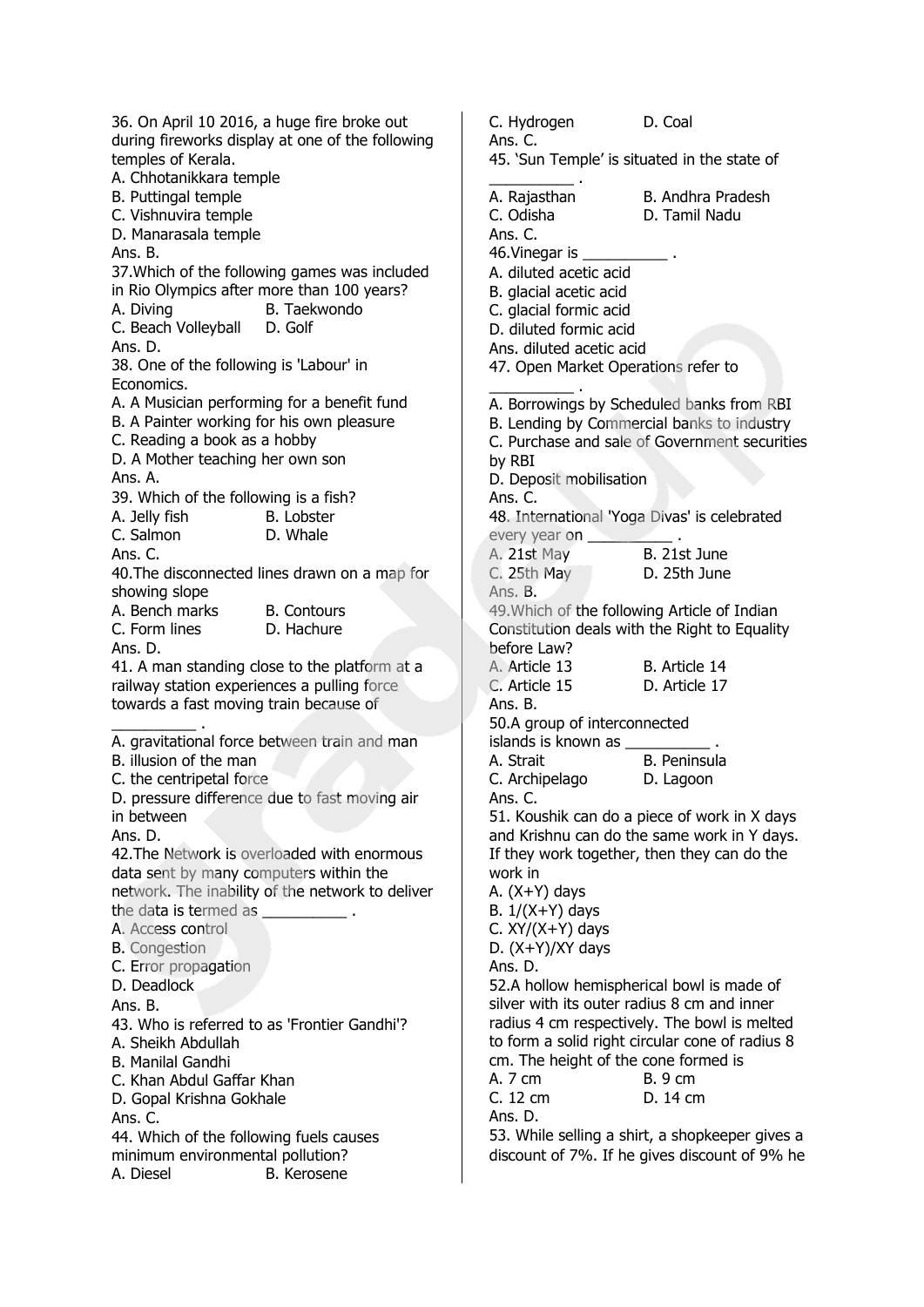36. On April 10 2016, a huge fire broke out during fireworks display at one of the following temples of Kerala.
A. Chhotanikkara temple
B. Puttingal temple
C. Vishnuvira temple
D. Manarasala temple
Ans. B.

37.Which of the following games was included in Rio Olympics after more than 100 years?
A. Diving B. Taekwondo
C. Beach Volleyball D. Golf
Ans. D.

38. One of the following is 'Labour' in Economics.
A. A Musician performing for a benefit fund
B. A Painter working for his own pleasure
C. Reading a book as a hobby
D. A Mother teaching her own son
Ans. A.

39. Which of the following is a fish?
A. Jelly fish B. Lobster
C. Salmon D. Whale
Ans. C.

40.The disconnected lines drawn on a map for showing slope
A. Bench marks B. Contours
C. Form lines D. Hachure
Ans. D.

41. A man standing close to the platform at a railway station experiences a pulling force towards a fast moving train because of __________ .
A. gravitational force between train and man
B. illusion of the man
C. the centripetal force
D. pressure difference due to fast moving air in between
Ans. D.

42.The Network is overloaded with enormous data sent by many computers within the network. The inability of the network to deliver the data is termed as __________ .
A. Access control
B. Congestion
C. Error propagation
D. Deadlock
Ans. B.

43. Who is referred to as 'Frontier Gandhi'?
A. Sheikh Abdullah
B. Manilal Gandhi
C. Khan Abdul Gaffar Khan
D. Gopal Krishna Gokhale
Ans. C.

44. Which of the following fuels causes minimum environmental pollution?
A. Diesel B. Kerosene
C. Hydrogen D. Coal
Ans. C.

45. 'Sun Temple' is situated in the state of __________ .
A. Rajasthan B. Andhra Pradesh
C. Odisha D. Tamil Nadu
Ans. C.

46.Vinegar is __________ .
A. diluted acetic acid
B. glacial acetic acid
C. glacial formic acid
D. diluted formic acid
Ans. diluted acetic acid

47. Open Market Operations refer to __________ .
A. Borrowings by Scheduled banks from RBI
B. Lending by Commercial banks to industry
C. Purchase and sale of Government securities by RBI
D. Deposit mobilisation
Ans. C.

48. International 'Yoga Divas' is celebrated every year on __________ .
A. 21st May B. 21st June
C. 25th May D. 25th June
Ans. B.

49.Which of the following Article of Indian Constitution deals with the Right to Equality before Law?
A. Article 13 B. Article 14
C. Article 15 D. Article 17
Ans. B.

50.A group of interconnected islands is known as __________ .
A. Strait B. Peninsula
C. Archipelago D. Lagoon
Ans. C.

51. Koushik can do a piece of work in X days and Krishnu can do the same work in Y days. If they work together, then they can do the work in
A. (X+Y) days
B. 1/(X+Y) days
C. XY/(X+Y) days
D. (X+Y)/XY days
Ans. D.

52.A hollow hemispherical bowl is made of silver with its outer radius 8 cm and inner radius 4 cm respectively. The bowl is melted to form a solid right circular cone of radius 8 cm. The height of the cone formed is
A. 7 cm B. 9 cm
C. 12 cm D. 14 cm
Ans. D.

53. While selling a shirt, a shopkeeper gives a discount of 7%. If he gives discount of 9% he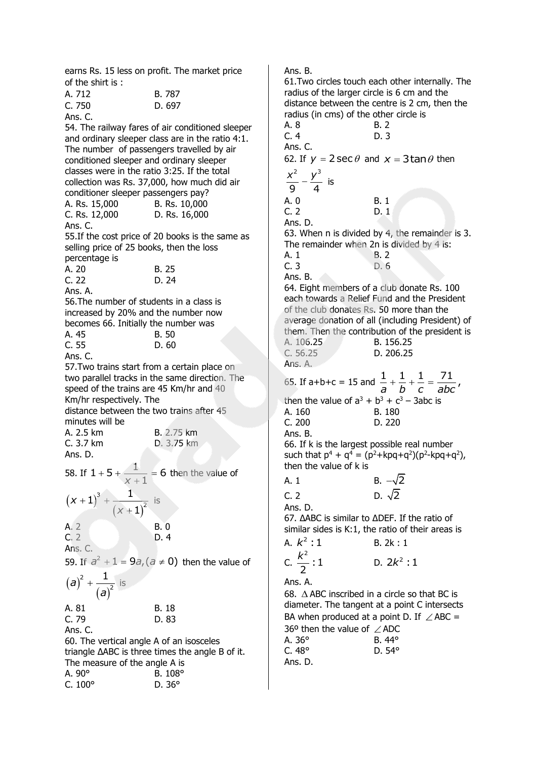earns Rs. 15 less on profit. The market price of the shirt is :

A. 712 B. 787

C. 750 D. 697

Ans. C.

54. The railway fares of air conditioned sleeper and ordinary sleeper class are in the ratio 4:1. The number of passengers travelled by air conditioned sleeper and ordinary sleeper classes were in the ratio 3:25. If the total collection was Rs. 37,000, how much did air conditioner sleeper passengers pay?

A. Rs. 15,000 B. Rs. 10,000

C. Rs. 12,000 D. Rs. 16,000

Ans. C.

55.If the cost price of 20 books is the same as selling price of 25 books, then the loss percentage is

A. 20 B. 25

C. 22 D. 24

Ans. A.

56.The number of students in a class is increased by 20% and the number now becomes 66. Initially the number was

A. 45 B. 50

C. 55 D. 60

Ans. C.

57.Two trains start from a certain place on two parallel tracks in the same direction. The speed of the trains are 45 Km/hr and 40 Km/hr respectively. The distance between the two trains after 45 minutes will be

A. 2.5 km B. 2.75 km

C. 3.7 km D. 3.75 km

Ans. D.

58. If $1+5+\frac{1}{x+1}=6$ then the value of $(x+1)^3+\frac{1}{(x+1)^2}$ is

A. 2 B. 0

C. 2 D. 4

Ans. C.

59. If $a^2+1=9a,(a\neq 0)$ then the value of $(a)^2+\frac{1}{(a)^2}$ is

A. 81 B. 18

C. 79 D. 83

Ans. C.

60. The vertical angle A of an isosceles triangle ΔABC is three times the angle B of it. The measure of the angle A is

A. 90° B. 108°

C. 100° D. 36°

Ans. B.

61.Two circles touch each other internally. The radius of the larger circle is 6 cm and the distance between the centre is 2 cm, then the radius (in cms) of the other circle is

A. 8 B. 2

C. 4 D. 3

Ans. C.

62. If $y=2\sec\theta$ and $x=3\tan\theta$ then $\frac{x^2}{9}-\frac{y^3}{4}$ is

A. 0 B. 1

C. 2 D. 1

Ans. D.

63. When n is divided by 4, the remainder is 3. The remainder when 2n is divided by 4 is:

A. 1 B. 2

C. 3 D. 6

Ans. B.

64. Eight members of a club donate Rs. 100 each towards a Relief Fund and the President of the club donates Rs. 50 more than the average donation of all (including President) of them. Then the contribution of the president is

A. 106.25 B. 156.25

C. 56.25 D. 206.25

Ans. A.

65. If a+b+c = 15 and $\frac{1}{a}+\frac{1}{b}+\frac{1}{c}=\frac{71}{abc}$, then the value of $a^3+b^3+c^3-3abc$ is

A. 160 B. 180

C. 200 D. 220

Ans. B.

66. If k is the largest possible real number such that $p^4+q^4=(p^2+kpq+q^2)(p^2-kpq+q^2)$, then the value of k is

A. 1 B. $-\sqrt{2}$

C. 2 D. $\sqrt{2}$

Ans. D.

67. ΔABC is similar to ΔDEF. If the ratio of similar sides is K:1, the ratio of their areas is

A. $k^2:1$ B. 2k : 1

C. $\frac{k^2}{2}:1$ D. $2k^2:1$

Ans. A.

68. $\triangle$ABC inscribed in a circle so that BC is diameter. The tangent at a point C intersects BA when produced at a point D. If $\angle$ABC = 36° then the value of $\angle$ADC

A. 36° B. 44°

C. 48° D. 54°

Ans. D.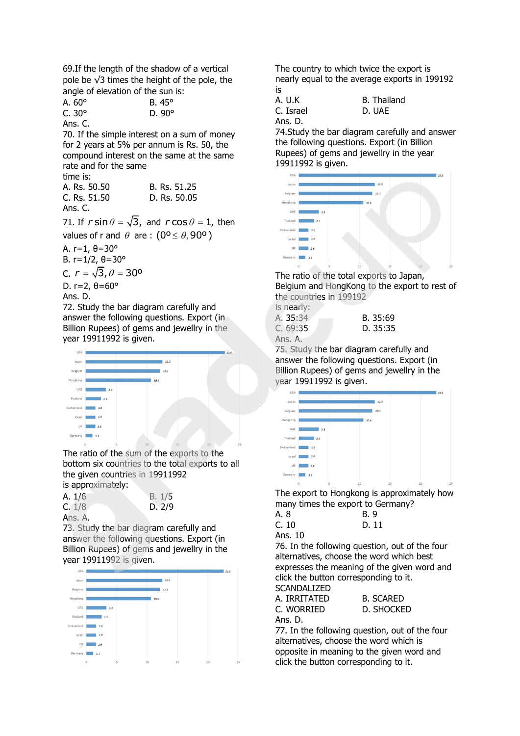69.If the length of the shadow of a vertical pole be √3 times the height of the pole, the angle of elevation of the sun is:

A. 60° B. 45°
C. 30° D. 90°

Ans. C.

70. If the simple interest on a sum of money for 2 years at 5% per annum is Rs. 50, the compound interest on the same at the same rate and for the same time is:

A. Rs. 50.50 B. Rs. 51.25
C. Rs. 51.50 D. Rs. 50.05

Ans. C.

71. If $r\sin\theta = \sqrt{3}$, and $r\cos\theta = 1$, then values of r and $\theta$ are : $(0^\circ \leq \theta, 90^\circ)$

A. r=1, θ=30°
B. r=1/2, θ=30°
C. $r = \sqrt{3}, \theta = 30^\circ$
D. r=2, θ=60°

Ans. D.

72. Study the bar diagram carefully and answer the following questions. Export (in Billion Rupees) of gems and jewellry in the year 19911992 is given.

| Country | Export |
|---|---|
| USA | 22.6 |
| Japan | 12.5 |
| Belgium | 12.1 |
| Hongkong | 10.6 |
| UAE | 3.3 |
| Thailand | 2.5 |
| Switzerland | 1.6 |
| Israel | 1.6 |
| UK | 1.6 |
| Germany | 1.1 |

The ratio of the sum of the exports to the bottom six countries to the total exports to all the given countries in 19911992 is approximately:

A. 1/6 B. 1/5
C. 1/8 D. 2/9

Ans. A.

73. Study the bar diagram carefully and answer the following questions. Export (in Billion Rupees) of gems and jewellry in the year 19911992 is given.

| Country | Export |
|---|---|
| USA | 22.6 |
| Japan | 12.5 |
| Belgium | 12.1 |
| Hongkong | 10.6 |
| UAE | 3.3 |
| Thailand | 2.5 |
| Switzerland | 1.6 |
| Israel | 1.6 |
| UK | 1.6 |
| Germany | 1.1 |

The country to which twice the export is nearly equal to the average exports in 199192 is

A. U.K B. Thailand
C. Israel D. UAE

Ans. D.

74.Study the bar diagram carefully and answer the following questions. Export (in Billion Rupees) of gems and jewellry in the year 19911992 is given.

| Country | Export |
|---|---|
| USA | 22.6 |
| Japan | 12.5 |
| Belgium | 12.1 |
| Hongkong | 10.6 |
| UAE | 3.3 |
| Thailand | 2.5 |
| Switzerland | 1.6 |
| Israel | 1.6 |
| UK | 1.6 |
| Germany | 1.1 |

The ratio of the total exports to Japan, Belgium and HongKong to the export to rest of the countries in 199192 is nearly:

A. 35:34 B. 35:69
C. 69:35 D. 35:35

Ans. A.

75. Study the bar diagram carefully and answer the following questions. Export (in Billion Rupees) of gems and jewellry in the year 19911992 is given.

| Country | Export |
|---|---|
| USA | 22.6 |
| Japan | 12.5 |
| Belgium | 12.1 |
| Hongkong | 10.6 |
| UAE | 3.3 |
| Thailand | 2.5 |
| Switzerland | 1.6 |
| Israel | 1.6 |
| UK | 1.6 |
| Germany | 1.1 |

The export to Hongkong is approximately how many times the export to Germany?

A. 8 B. 9
C. 10 D. 11

Ans. 10

76. In the following question, out of the four alternatives, choose the word which best expresses the meaning of the given word and click the button corresponding to it.

SCANDALIZED

A. IRRITATED B. SCARED
C. WORRIED D. SHOCKED

Ans. D.

77. In the following question, out of the four alternatives, choose the word which is opposite in meaning to the given word and click the button corresponding to it.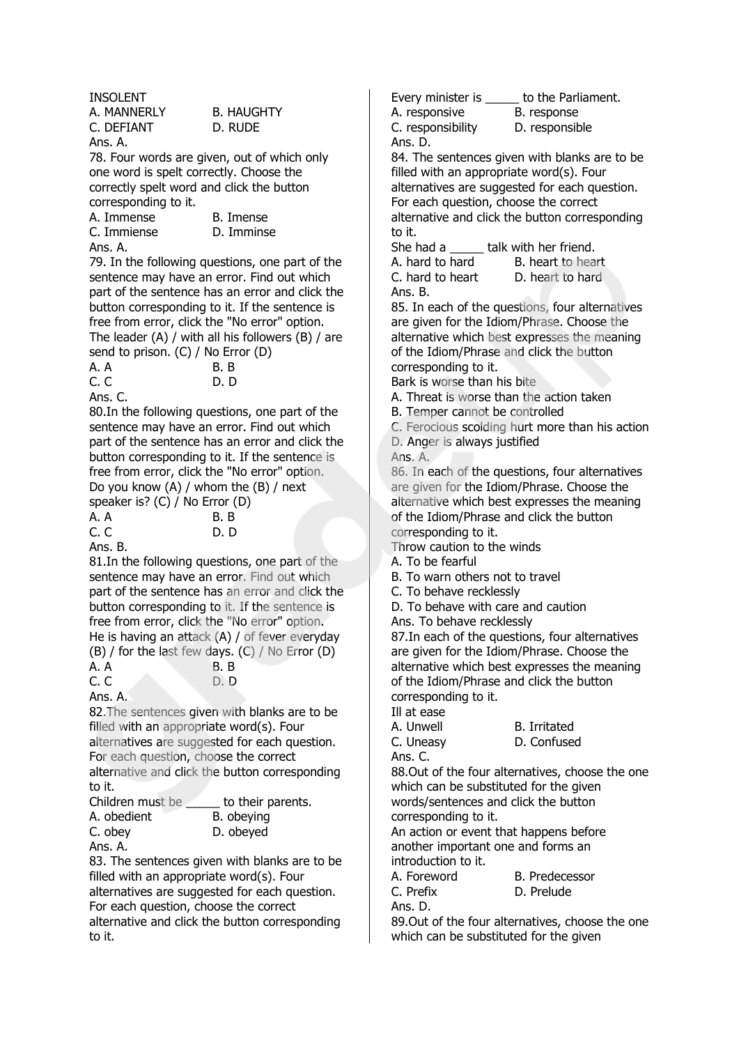INSOLENT

A. MANNERLY B. HAUGHTY
C. DEFIANT D. RUDE

Ans. A.

78. Four words are given, out of which only one word is spelt correctly. Choose the correctly spelt word and click the button corresponding to it.

A. Immense B. Imense
C. Immiense D. Imminse

Ans. A.

79. In the following questions, one part of the sentence may have an error. Find out which part of the sentence has an error and click the button corresponding to it. If the sentence is free from error, click the "No error" option.

The leader (A) / with all his followers (B) / are send to prison. (C) / No Error (D)

A. A B. B
C. C D. D

Ans. C.

80.In the following questions, one part of the sentence may have an error. Find out which part of the sentence has an error and click the button corresponding to it. If the sentence is free from error, click the "No error" option.

Do you know (A) / whom the (B) / next speaker is? (C) / No Error (D)

A. A B. B
C. C D. D

Ans. B.

81.In the following questions, one part of the sentence may have an error. Find out which part of the sentence has an error and click the button corresponding to it. If the sentence is free from error, click the "No error" option.

He is having an attack (A) / of fever everyday (B) / for the last few days. (C) / No Error (D)

A. A B. B
C. C D. D

Ans. A.

82.The sentences given with blanks are to be filled with an appropriate word(s). Four alternatives are suggested for each question. For each question, choose the correct alternative and click the button corresponding to it.

Children must be _____ to their parents.

A. obedient B. obeying
C. obey D. obeyed

Ans. A.

83. The sentences given with blanks are to be filled with an appropriate word(s). Four alternatives are suggested for each question. For each question, choose the correct alternative and click the button corresponding to it.

Every minister is _____ to the Parliament.

A. responsive B. response
C. responsibility D. responsible

Ans. D.

84. The sentences given with blanks are to be filled with an appropriate word(s). Four alternatives are suggested for each question. For each question, choose the correct alternative and click the button corresponding to it.

She had a _____ talk with her friend.

A. hard to hard B. heart to heart
C. hard to heart D. heart to hard

Ans. B.

85. In each of the questions, four alternatives are given for the Idiom/Phrase. Choose the alternative which best expresses the meaning of the Idiom/Phrase and click the button corresponding to it.

Bark is worse than his bite

A. Threat is worse than the action taken
B. Temper cannot be controlled
C. Ferocious scolding hurt more than his action
D. Anger is always justified

Ans. A.

86. In each of the questions, four alternatives are given for the Idiom/Phrase. Choose the alternative which best expresses the meaning of the Idiom/Phrase and click the button corresponding to it.

Throw caution to the winds

A. To be fearful
B. To warn others not to travel
C. To behave recklessly
D. To behave with care and caution

Ans. To behave recklessly

87.In each of the questions, four alternatives are given for the Idiom/Phrase. Choose the alternative which best expresses the meaning of the Idiom/Phrase and click the button corresponding to it.

Ill at ease

A. Unwell B. Irritated
C. Uneasy D. Confused

Ans. C.

88.Out of the four alternatives, choose the one which can be substituted for the given words/sentences and click the button corresponding to it.

An action or event that happens before another important one and forms an introduction to it.

A. Foreword B. Predecessor
C. Prefix D. Prelude

Ans. D.

89.Out of the four alternatives, choose the one which can be substituted for the given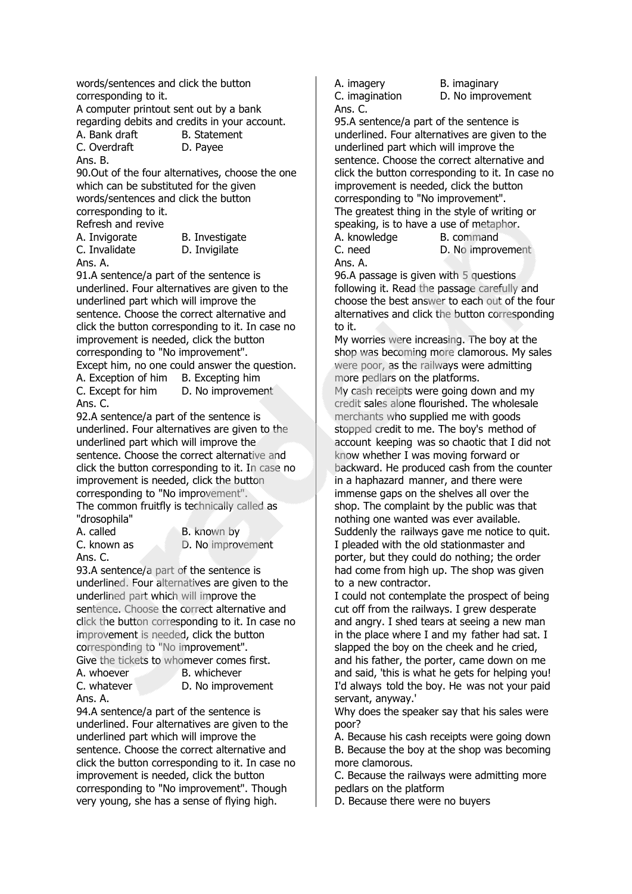words/sentences and click the button corresponding to it.

A computer printout sent out by a bank regarding debits and credits in your account.

A. Bank draft B. Statement
C. Overdraft D. Payee

Ans. B.

90.Out of the four alternatives, choose the one which can be substituted for the given words/sentences and click the button corresponding to it.

Refresh and revive

A. Invigorate B. Investigate
C. Invalidate D. Invigilate

Ans. A.

91.A sentence/a part of the sentence is underlined. Four alternatives are given to the underlined part which will improve the sentence. Choose the correct alternative and click the button corresponding to it. In case no improvement is needed, click the button corresponding to "No improvement".

Except him, no one could answer the question.

A. Exception of him B. Excepting him
C. Except for him D. No improvement

Ans. C.

92.A sentence/a part of the sentence is underlined. Four alternatives are given to the underlined part which will improve the sentence. Choose the correct alternative and click the button corresponding to it. In case no improvement is needed, click the button corresponding to "No improvement".

The common fruitfly is technically called as "drosophila"

A. called B. known by
C. known as D. No improvement

Ans. C.

93.A sentence/a part of the sentence is underlined. Four alternatives are given to the underlined part which will improve the sentence. Choose the correct alternative and click the button corresponding to it. In case no improvement is needed, click the button corresponding to "No improvement".

Give the tickets to whomever comes first.

A. whoever B. whichever
C. whatever D. No improvement

Ans. A.

94.A sentence/a part of the sentence is underlined. Four alternatives are given to the underlined part which will improve the sentence. Choose the correct alternative and click the button corresponding to it. In case no improvement is needed, click the button corresponding to "No improvement". Though very young, she has a sense of flying high.

A. imagery B. imaginary
C. imagination D. No improvement

Ans. C.

95.A sentence/a part of the sentence is underlined. Four alternatives are given to the underlined part which will improve the sentence. Choose the correct alternative and click the button corresponding to it. In case no improvement is needed, click the button corresponding to "No improvement".

The greatest thing in the style of writing or speaking, is to have a use of metaphor.

A. knowledge B. command
C. need D. No improvement

Ans. A.

96.A passage is given with 5 questions following it. Read the passage carefully and choose the best answer to each out of the four alternatives and click the button corresponding to it.

My worries were increasing. The boy at the shop was becoming more clamorous. My sales were poor, as the railways were admitting more pedlars on the platforms.

My cash receipts were going down and my credit sales alone flourished. The wholesale merchants who supplied me with goods stopped credit to me. The boy's method of account keeping was so chaotic that I did not know whether I was moving forward or backward. He produced cash from the counter in a haphazard manner, and there were immense gaps on the shelves all over the shop. The complaint by the public was that nothing one wanted was ever available. Suddenly the railways gave me notice to quit. I pleaded with the old stationmaster and porter, but they could do nothing; the order had come from high up. The shop was given to a new contractor.

I could not contemplate the prospect of being cut off from the railways. I grew desperate and angry. I shed tears at seeing a new man in the place where I and my father had sat. I slapped the boy on the cheek and he cried, and his father, the porter, came down on me and said, 'this is what he gets for helping you! I'd always told the boy. He was not your paid servant, anyway.'

Why does the speaker say that his sales were poor?

A. Because his cash receipts were going down
B. Because the boy at the shop was becoming more clamorous.
C. Because the railways were admitting more pedlars on the platform
D. Because there were no buyers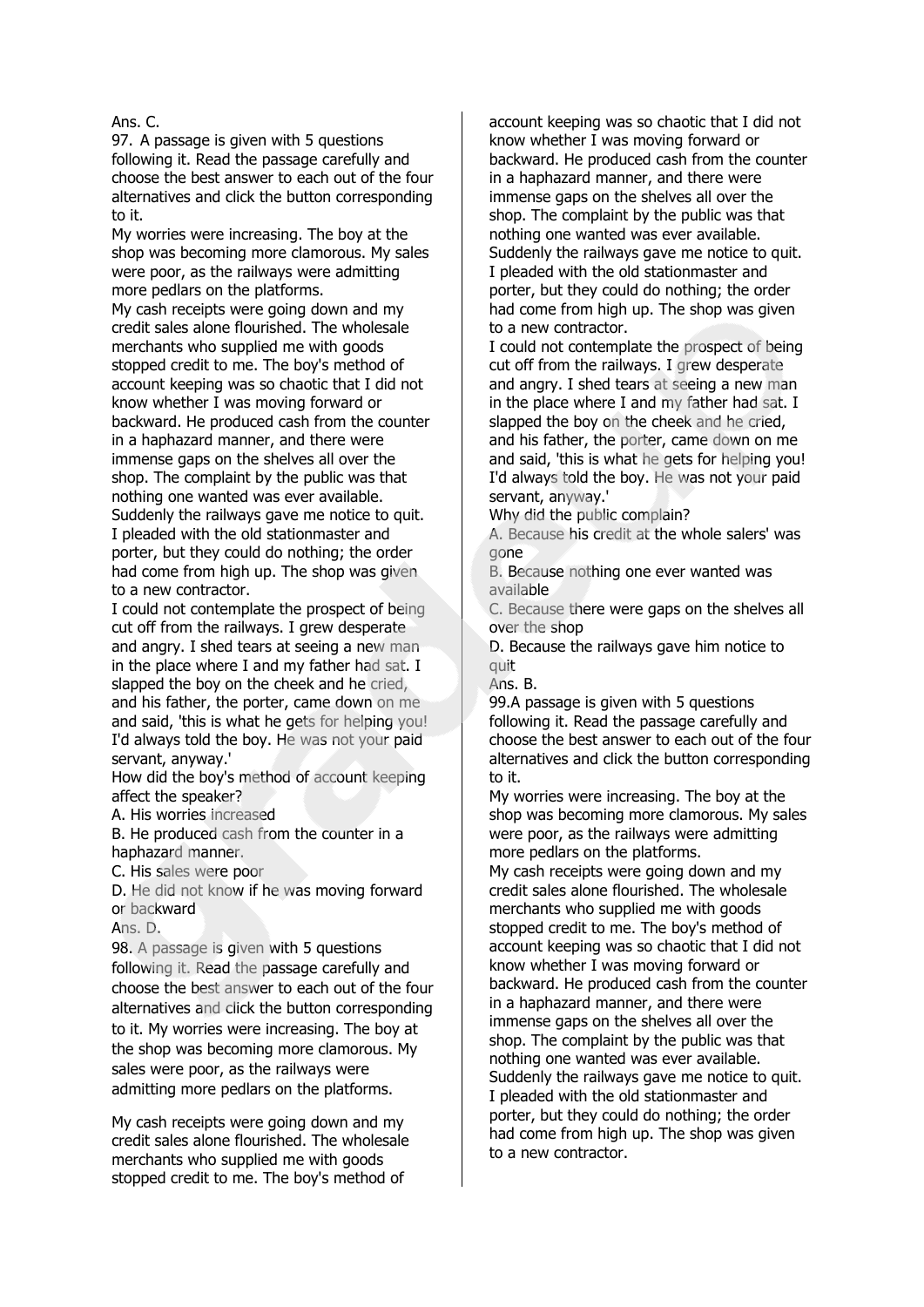Ans. C.

97. A passage is given with 5 questions following it. Read the passage carefully and choose the best answer to each out of the four alternatives and click the button corresponding to it.

My worries were increasing. The boy at the shop was becoming more clamorous. My sales were poor, as the railways were admitting more pedlars on the platforms.

My cash receipts were going down and my credit sales alone flourished. The wholesale merchants who supplied me with goods stopped credit to me. The boy's method of account keeping was so chaotic that I did not know whether I was moving forward or backward. He produced cash from the counter in a haphazard manner, and there were immense gaps on the shelves all over the shop. The complaint by the public was that nothing one wanted was ever available. Suddenly the railways gave me notice to quit. I pleaded with the old stationmaster and porter, but they could do nothing; the order had come from high up. The shop was given to a new contractor.

I could not contemplate the prospect of being cut off from the railways. I grew desperate and angry. I shed tears at seeing a new man in the place where I and my father had sat. I slapped the boy on the cheek and he cried, and his father, the porter, came down on me and said, 'this is what he gets for helping you! I'd always told the boy. He was not your paid servant, anyway.'

How did the boy's method of account keeping affect the speaker?

A. His worries increased

B. He produced cash from the counter in a haphazard manner.

C. His sales were poor

D. He did not know if he was moving forward or backward

Ans. D.

98. A passage is given with 5 questions following it. Read the passage carefully and choose the best answer to each out of the four alternatives and click the button corresponding to it. My worries were increasing. The boy at the shop was becoming more clamorous. My sales were poor, as the railways were admitting more pedlars on the platforms.

My cash receipts were going down and my credit sales alone flourished. The wholesale merchants who supplied me with goods stopped credit to me. The boy's method of account keeping was so chaotic that I did not know whether I was moving forward or backward. He produced cash from the counter in a haphazard manner, and there were immense gaps on the shelves all over the shop. The complaint by the public was that nothing one wanted was ever available. Suddenly the railways gave me notice to quit. I pleaded with the old stationmaster and porter, but they could do nothing; the order had come from high up. The shop was given to a new contractor.

I could not contemplate the prospect of being cut off from the railways. I grew desperate and angry. I shed tears at seeing a new man in the place where I and my father had sat. I slapped the boy on the cheek and he cried, and his father, the porter, came down on me and said, 'this is what he gets for helping you! I'd always told the boy. He was not your paid servant, anyway.'

Why did the public complain?

A. Because his credit at the whole salers' was gone

B. Because nothing one ever wanted was available

C. Because there were gaps on the shelves all over the shop

D. Because the railways gave him notice to quit

Ans. B.

99. A passage is given with 5 questions following it. Read the passage carefully and choose the best answer to each out of the four alternatives and click the button corresponding to it.

My worries were increasing. The boy at the shop was becoming more clamorous. My sales were poor, as the railways were admitting more pedlars on the platforms.

My cash receipts were going down and my credit sales alone flourished. The wholesale merchants who supplied me with goods stopped credit to me. The boy's method of account keeping was so chaotic that I did not know whether I was moving forward or backward. He produced cash from the counter in a haphazard manner, and there were immense gaps on the shelves all over the shop. The complaint by the public was that nothing one wanted was ever available. Suddenly the railways gave me notice to quit. I pleaded with the old stationmaster and porter, but they could do nothing; the order had come from high up. The shop was given to a new contractor.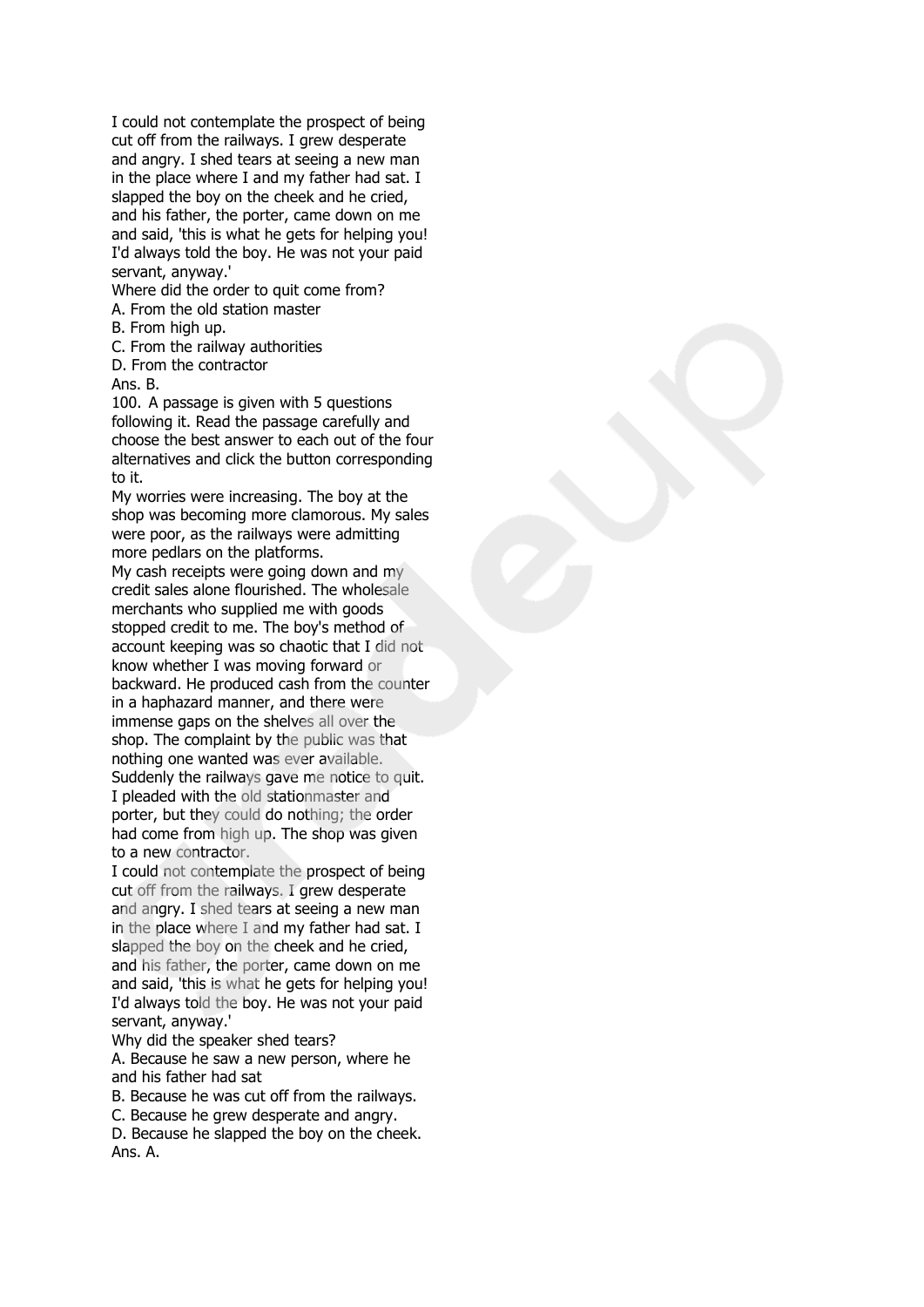I could not contemplate the prospect of being cut off from the railways. I grew desperate and angry. I shed tears at seeing a new man in the place where I and my father had sat. I slapped the boy on the cheek and he cried, and his father, the porter, came down on me and said, 'this is what he gets for helping you! I'd always told the boy. He was not your paid servant, anyway.'

Where did the order to quit come from?

A. From the old station master

B. From high up.

C. From the railway authorities

D. From the contractor

Ans. B.

100. A passage is given with 5 questions following it. Read the passage carefully and choose the best answer to each out of the four alternatives and click the button corresponding to it.

My worries were increasing. The boy at the shop was becoming more clamorous. My sales were poor, as the railways were admitting more pedlars on the platforms.

My cash receipts were going down and my credit sales alone flourished. The wholesale merchants who supplied me with goods stopped credit to me. The boy's method of account keeping was so chaotic that I did not know whether I was moving forward or backward. He produced cash from the counter in a haphazard manner, and there were immense gaps on the shelves all over the shop. The complaint by the public was that nothing one wanted was ever available.

Suddenly the railways gave me notice to quit. I pleaded with the old stationmaster and porter, but they could do nothing; the order had come from high up. The shop was given to a new contractor.

I could not contemplate the prospect of being cut off from the railways. I grew desperate and angry. I shed tears at seeing a new man in the place where I and my father had sat. I slapped the boy on the cheek and he cried, and his father, the porter, came down on me and said, 'this is what he gets for helping you! I'd always told the boy. He was not your paid servant, anyway.'

Why did the speaker shed tears?

A. Because he saw a new person, where he and his father had sat

B. Because he was cut off from the railways.

C. Because he grew desperate and angry.

D. Because he slapped the boy on the cheek.

Ans. A.